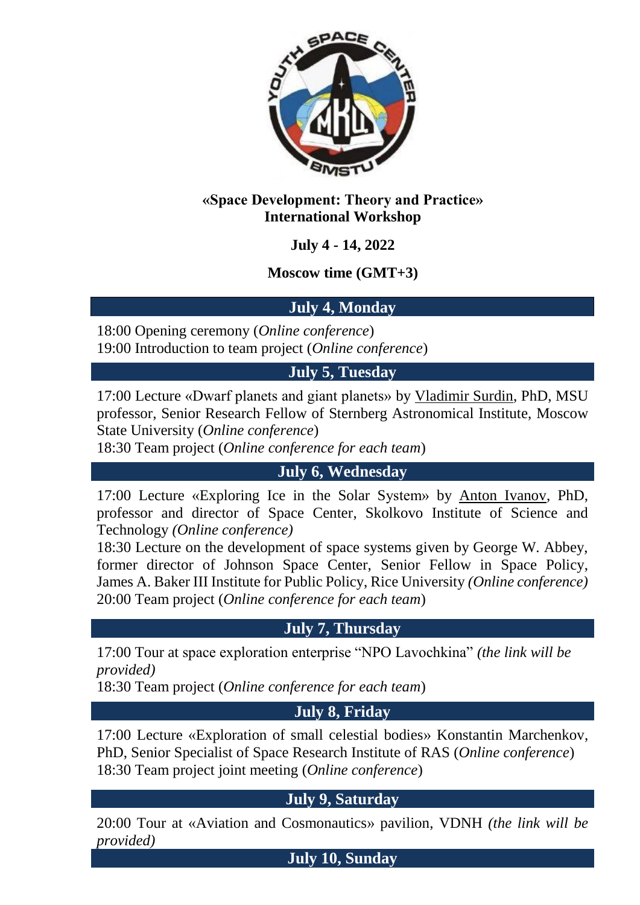**«Space Development: Theory and Practice»**
**International Workshop**

**July 4 - 14, 2022**

**Moscow time (GMT+3)**

## July 4, Monday

18:00 Opening ceremony (*Online conference*)
19:00 Introduction to team project (*Online conference*)

## July 5, Tuesday

17:00 Lecture «Dwarf planets and giant planets» by Vladimir Surdin, PhD, MSU professor, Senior Research Fellow of Sternberg Astronomical Institute, Moscow State University (*Online conference*)
18:30 Team project (*Online conference for each team*)

## July 6, Wednesday

17:00 Lecture «Exploring Ice in the Solar System» by Anton Ivanov, PhD, professor and director of Space Center, Skolkovo Institute of Science and Technology *(Online conference)*
18:30 Lecture on the development of space systems given by George W. Abbey, former director of Johnson Space Center, Senior Fellow in Space Policy, James A. Baker III Institute for Public Policy, Rice University *(Online conference)*
20:00 Team project (*Online conference for each team*)

## July 7, Thursday

17:00 Tour at space exploration enterprise "NPO Lavochkina" *(the link will be provided)*
18:30 Team project (*Online conference for each team*)

## July 8, Friday

17:00 Lecture «Exploration of small celestial bodies» Konstantin Marchenkov, PhD, Senior Specialist of Space Research Institute of RAS (*Online conference*)
18:30 Team project joint meeting (*Online conference*)

## July 9, Saturday

20:00 Tour at «Aviation and Cosmonautics» pavilion, VDNH *(the link will be provided)*

## July 10, Sunday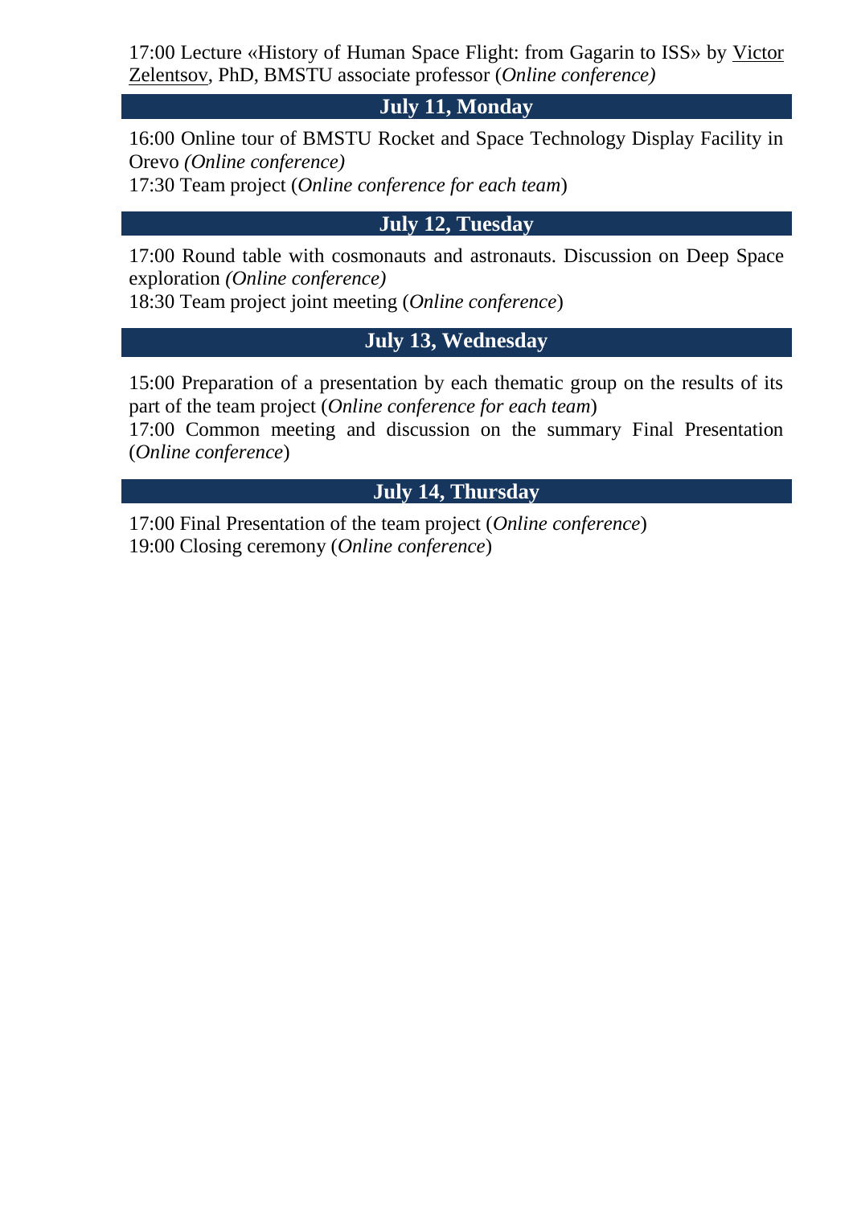17:00 Lecture «History of Human Space Flight: from Gagarin to ISS» by Victor Zelentsov, PhD, BMSTU associate professor (*Online conference)*

## July 11, Monday

16:00 Online tour of BMSTU Rocket and Space Technology Display Facility in Orevo *(Online conference)*
17:30 Team project (*Online conference for each team*)

## July 12, Tuesday

17:00 Round table with cosmonauts and astronauts. Discussion on Deep Space exploration *(Online conference)*
18:30 Team project joint meeting (*Online conference*)

## July 13, Wednesday

15:00 Preparation of a presentation by each thematic group on the results of its part of the team project (*Online conference for each team*)
17:00 Common meeting and discussion on the summary Final Presentation (*Online conference*)

## July 14, Thursday

17:00 Final Presentation of the team project (*Online conference*)
19:00 Closing ceremony (*Online conference*)